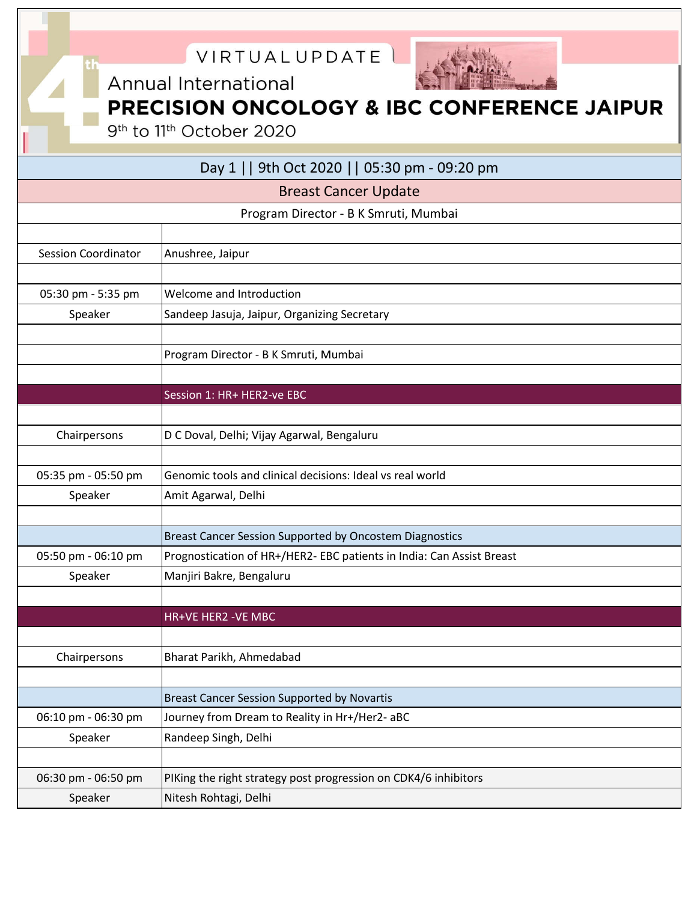VIRTUAL UPDATE

# 4th Annual International PRECISION ONCOLOGY & IBC CONFERENCE JAIPUR

9th to 11th October 2020

| Day 1 \|\| 9th Oct 2020 \|\| 05:30 pm - 09:20 pm | |
|---|---|
| Breast Cancer Update | |
| Program Director - B K Smruti, Mumbai | |
| | |
| Session Coordinator | Anushree, Jaipur |
| | |
| 05:30 pm - 5:35 pm | Welcome and Introduction |
| Speaker | Sandeep Jasuja, Jaipur, Organizing Secretary |
| | |
| | Program Director - B K Smruti, Mumbai |
| | |
| | Session 1: HR+ HER2-ve EBC |
| | |
| Chairpersons | D C Doval, Delhi; Vijay Agarwal, Bengaluru |
| | |
| 05:35 pm - 05:50 pm | Genomic tools and clinical decisions: Ideal vs real world |
| Speaker | Amit Agarwal, Delhi |
| | |
| | Breast Cancer Session Supported by Oncostem Diagnostics |
| 05:50 pm - 06:10 pm | Prognostication of HR+/HER2- EBC patients in India: Can Assist Breast |
| Speaker | Manjiri Bakre, Bengaluru |
| | |
| | HR+VE HER2 -VE MBC |
| | |
| Chairpersons | Bharat Parikh, Ahmedabad |
| | |
| | Breast Cancer Session Supported by Novartis |
| 06:10 pm - 06:30 pm | Journey from Dream to Reality in Hr+/Her2- aBC |
| Speaker | Randeep Singh, Delhi |
| | |
| 06:30 pm - 06:50 pm | PIKing the right strategy post progression on CDK4/6 inhibitors |
| Speaker | Nitesh Rohtagi, Delhi |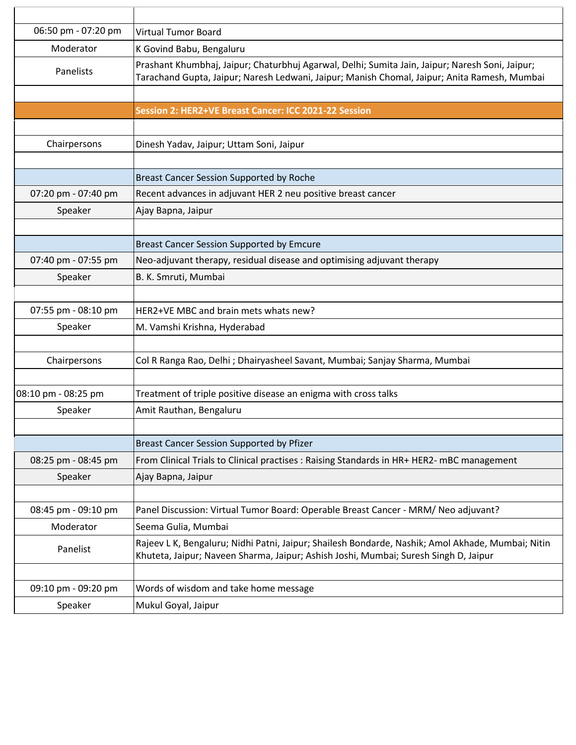| | |
|---|---|
| | |
| 06:50 pm - 07:20 pm | Virtual Tumor Board |
| Moderator | K Govind Babu, Bengaluru |
| Panelists | Prashant Khumbhaj, Jaipur; Chaturbhuj Agarwal, Delhi; Sumita Jain, Jaipur; Naresh Soni, Jaipur; Tarachand Gupta, Jaipur; Naresh Ledwani, Jaipur; Manish Chomal, Jaipur; Anita Ramesh, Mumbai |
| | |
| | **Session 2: HER2+VE Breast Cancer: ICC 2021-22 Session** |
| | |
| Chairpersons | Dinesh Yadav, Jaipur; Uttam Soni, Jaipur |
| | |
| | Breast Cancer Session Supported by Roche |
| 07:20 pm - 07:40 pm | Recent advances in adjuvant HER 2 neu positive breast cancer |
| Speaker | Ajay Bapna, Jaipur |
| | |
| | Breast Cancer Session Supported by Emcure |
| 07:40 pm - 07:55 pm | Neo-adjuvant therapy, residual disease and optimising adjuvant therapy |
| Speaker | B. K. Smruti, Mumbai |
| | |
| 07:55 pm - 08:10 pm | HER2+VE MBC and brain mets whats new? |
| Speaker | M. Vamshi Krishna, Hyderabad |
| | |
| Chairpersons | Col R Ranga Rao, Delhi ; Dhairyasheel Savant, Mumbai; Sanjay Sharma, Mumbai |
| | |
| 08:10 pm - 08:25 pm | Treatment of triple positive disease an enigma with cross talks |
| Speaker | Amit Rauthan, Bengaluru |
| | |
| | Breast Cancer Session Supported by Pfizer |
| 08:25 pm - 08:45 pm | From Clinical Trials to Clinical practises : Raising Standards in HR+ HER2- mBC management |
| Speaker | Ajay Bapna, Jaipur |
| | |
| 08:45 pm - 09:10 pm | Panel Discussion: Virtual Tumor Board: Operable Breast Cancer - MRM/ Neo adjuvant? |
| Moderator | Seema Gulia, Mumbai |
| Panelist | Rajeev L K, Bengaluru; Nidhi Patni, Jaipur; Shailesh Bondarde, Nashik; Amol Akhade, Mumbai; Nitin Khuteta, Jaipur; Naveen Sharma, Jaipur; Ashish Joshi, Mumbai; Suresh Singh D, Jaipur |
| | |
| 09:10 pm - 09:20 pm | Words of wisdom and take home message |
| Speaker | Mukul Goyal, Jaipur |